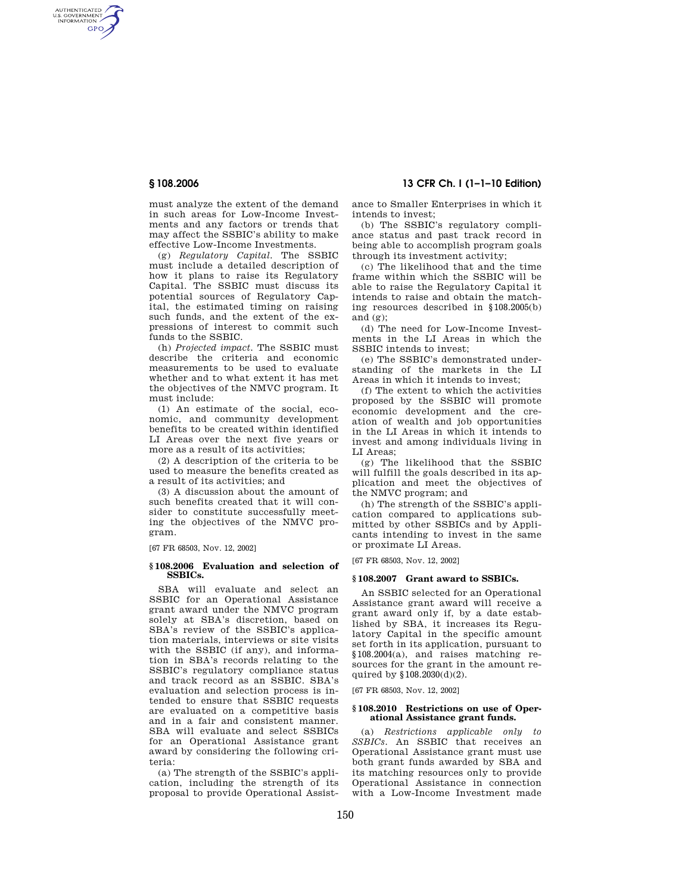must analyze the extent of the demand in such areas for Low-Income Investments and any factors or trends that may affect the SSBIC's ability to make effective Low-Income Investments.

(g) *Regulatory Capital.* The SSBIC must include a detailed description of how it plans to raise its Regulatory Capital. The SSBIC must discuss its potential sources of Regulatory Capital, the estimated timing on raising such funds, and the extent of the expressions of interest to commit such funds to the SSBIC.

(h) *Projected impact.* The SSBIC must describe the criteria and economic measurements to be used to evaluate whether and to what extent it has met the objectives of the NMVC program. It must include:

(1) An estimate of the social, economic, and community development benefits to be created within identified LI Areas over the next five years or more as a result of its activities;

(2) A description of the criteria to be used to measure the benefits created as a result of its activities; and

(3) A discussion about the amount of such benefits created that it will consider to constitute successfully meeting the objectives of the NMVC program.

[67 FR 68503, Nov. 12, 2002]

### § 108.2006 Evaluation and selection of SSBICs.

SBA will evaluate and select an SSBIC for an Operational Assistance grant award under the NMVC program solely at SBA's discretion, based on SBA's review of the SSBIC's application materials, interviews or site visits with the SSBIC (if any), and information in SBA's records relating to the SSBIC's regulatory compliance status and track record as an SSBIC. SBA's evaluation and selection process is intended to ensure that SSBIC requests are evaluated on a competitive basis and in a fair and consistent manner. SBA will evaluate and select SSBICs for an Operational Assistance grant award by considering the following criteria:

(a) The strength of the SSBIC's application, including the strength of its proposal to provide Operational Assistance to Smaller Enterprises in which it intends to invest;

(b) The SSBIC's regulatory compliance status and past track record in being able to accomplish program goals through its investment activity;

(c) The likelihood that and the time frame within which the SSBIC will be able to raise the Regulatory Capital it intends to raise and obtain the matching resources described in §108.2005(b) and (g);

(d) The need for Low-Income Investments in the LI Areas in which the SSBIC intends to invest;

(e) The SSBIC's demonstrated understanding of the markets in the LI Areas in which it intends to invest;

(f) The extent to which the activities proposed by the SSBIC will promote economic development and the creation of wealth and job opportunities in the LI Areas in which it intends to invest and among individuals living in LI Areas;

(g) The likelihood that the SSBIC will fulfill the goals described in its application and meet the objectives of the NMVC program; and

(h) The strength of the SSBIC's application compared to applications submitted by other SSBICs and by Applicants intending to invest in the same or proximate LI Areas.

[67 FR 68503, Nov. 12, 2002]

### § 108.2007 Grant award to SSBICs.

An SSBIC selected for an Operational Assistance grant award will receive a grant award only if, by a date established by SBA, it increases its Regulatory Capital in the specific amount set forth in its application, pursuant to §108.2004(a), and raises matching resources for the grant in the amount required by §108.2030(d)(2).

[67 FR 68503, Nov. 12, 2002]

### § 108.2010 Restrictions on use of Operational Assistance grant funds.

(a) *Restrictions applicable only to SSBICs.* An SSBIC that receives an Operational Assistance grant must use both grant funds awarded by SBA and its matching resources only to provide Operational Assistance in connection with a Low-Income Investment made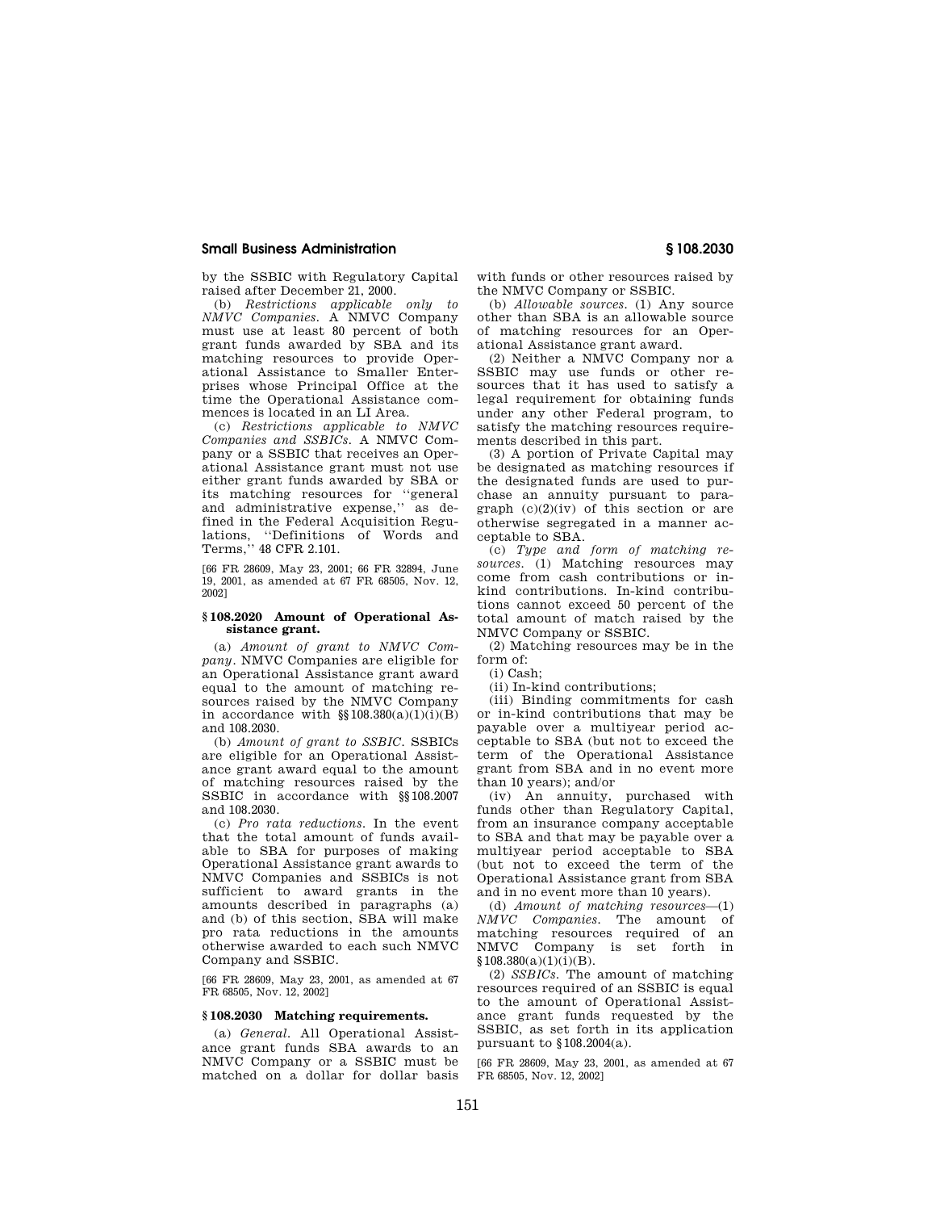by the SSBIC with Regulatory Capital raised after December 21, 2000.

(b) *Restrictions applicable only to NMVC Companies.* A NMVC Company must use at least 80 percent of both grant funds awarded by SBA and its matching resources to provide Operational Assistance to Smaller Enterprises whose Principal Office at the time the Operational Assistance commences is located in an LI Area.

(c) *Restrictions applicable to NMVC Companies and SSBICs.* A NMVC Company or a SSBIC that receives an Operational Assistance grant must not use either grant funds awarded by SBA or its matching resources for ''general and administrative expense,'' as defined in the Federal Acquisition Regulations, ''Definitions of Words and Terms,'' 48 CFR 2.101.

[66 FR 28609, May 23, 2001; 66 FR 32894, June 19, 2001, as amended at 67 FR 68505, Nov. 12, 2002]

## § 108.2020 Amount of Operational Assistance grant.

(a) *Amount of grant to NMVC Company.* NMVC Companies are eligible for an Operational Assistance grant award equal to the amount of matching resources raised by the NMVC Company in accordance with §§ 108.380(a)(1)(i)(B) and 108.2030.

(b) *Amount of grant to SSBIC.* SSBICs are eligible for an Operational Assistance grant award equal to the amount of matching resources raised by the SSBIC in accordance with §§ 108.2007 and 108.2030.

(c) *Pro rata reductions.* In the event that the total amount of funds available to SBA for purposes of making Operational Assistance grant awards to NMVC Companies and SSBICs is not sufficient to award grants in the amounts described in paragraphs (a) and (b) of this section, SBA will make pro rata reductions in the amounts otherwise awarded to each such NMVC Company and SSBIC.

[66 FR 28609, May 23, 2001, as amended at 67 FR 68505, Nov. 12, 2002]

## § 108.2030 Matching requirements.

(a) *General.* All Operational Assistance grant funds SBA awards to an NMVC Company or a SSBIC must be matched on a dollar for dollar basis with funds or other resources raised by the NMVC Company or SSBIC.

(b) *Allowable sources.* (1) Any source other than SBA is an allowable source of matching resources for an Operational Assistance grant award.

(2) Neither a NMVC Company nor a SSBIC may use funds or other resources that it has used to satisfy a legal requirement for obtaining funds under any other Federal program, to satisfy the matching resources requirements described in this part.

(3) A portion of Private Capital may be designated as matching resources if the designated funds are used to purchase an annuity pursuant to paragraph (c)(2)(iv) of this section or are otherwise segregated in a manner acceptable to SBA.

(c) *Type and form of matching resources.* (1) Matching resources may come from cash contributions or in-kind contributions. In-kind contributions cannot exceed 50 percent of the total amount of match raised by the NMVC Company or SSBIC.

(2) Matching resources may be in the form of:

(i) Cash;

(ii) In-kind contributions;

(iii) Binding commitments for cash or in-kind contributions that may be payable over a multiyear period acceptable to SBA (but not to exceed the term of the Operational Assistance grant from SBA and in no event more than 10 years); and/or

(iv) An annuity, purchased with funds other than Regulatory Capital, from an insurance company acceptable to SBA and that may be payable over a multiyear period acceptable to SBA (but not to exceed the term of the Operational Assistance grant from SBA and in no event more than 10 years).

(d) *Amount of matching resources*—(1) *NMVC Companies.* The amount of matching resources required of an NMVC Company is set forth in § 108.380(a)(1)(i)(B).

(2) *SSBICs.* The amount of matching resources required of an SSBIC is equal to the amount of Operational Assistance grant funds requested by the SSBIC, as set forth in its application pursuant to § 108.2004(a).

[66 FR 28609, May 23, 2001, as amended at 67 FR 68505, Nov. 12, 2002]